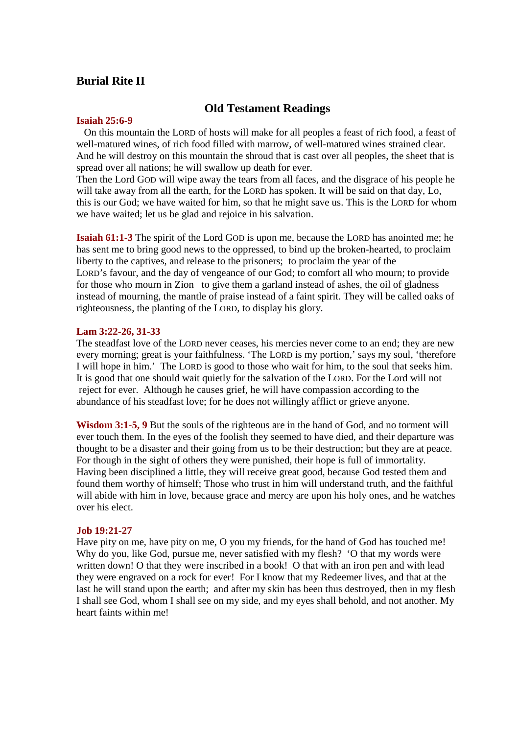## Burial Rite II

### Old Testament Readings

**Isaiah 25:6-9**
On this mountain the LORD of hosts will make for all peoples a feast of rich food, a feast of well-matured wines, of rich food filled with marrow, of well-matured wines strained clear. And he will destroy on this mountain the shroud that is cast over all peoples, the sheet that is spread over all nations; he will swallow up death for ever.
Then the Lord GOD will wipe away the tears from all faces, and the disgrace of his people he will take away from all the earth, for the LORD has spoken. It will be said on that day, Lo, this is our God; we have waited for him, so that he might save us. This is the LORD for whom we have waited; let us be glad and rejoice in his salvation.

**Isaiah 61:1-3** The spirit of the Lord GOD is upon me, because the LORD has anointed me; he has sent me to bring good news to the oppressed, to bind up the broken-hearted, to proclaim liberty to the captives, and release to the prisoners; to proclaim the year of the LORD's favour, and the day of vengeance of our God; to comfort all who mourn; to provide for those who mourn in Zion to give them a garland instead of ashes, the oil of gladness instead of mourning, the mantle of praise instead of a faint spirit. They will be called oaks of righteousness, the planting of the LORD, to display his glory.

**Lam 3:22-26, 31-33**
The steadfast love of the LORD never ceases, his mercies never come to an end; they are new every morning; great is your faithfulness. 'The LORD is my portion,' says my soul, 'therefore I will hope in him.' The LORD is good to those who wait for him, to the soul that seeks him. It is good that one should wait quietly for the salvation of the LORD. For the Lord will not reject for ever. Although he causes grief, he will have compassion according to the abundance of his steadfast love; for he does not willingly afflict or grieve anyone.

**Wisdom 3:1-5, 9** But the souls of the righteous are in the hand of God, and no torment will ever touch them. In the eyes of the foolish they seemed to have died, and their departure was thought to be a disaster and their going from us to be their destruction; but they are at peace. For though in the sight of others they were punished, their hope is full of immortality. Having been disciplined a little, they will receive great good, because God tested them and found them worthy of himself; Those who trust in him will understand truth, and the faithful will abide with him in love, because grace and mercy are upon his holy ones, and he watches over his elect.

**Job 19:21-27**
Have pity on me, have pity on me, O you my friends, for the hand of God has touched me! Why do you, like God, pursue me, never satisfied with my flesh? 'O that my words were written down! O that they were inscribed in a book! O that with an iron pen and with lead they were engraved on a rock for ever! For I know that my Redeemer lives, and that at the last he will stand upon the earth; and after my skin has been thus destroyed, then in my flesh I shall see God, whom I shall see on my side, and my eyes shall behold, and not another. My heart faints within me!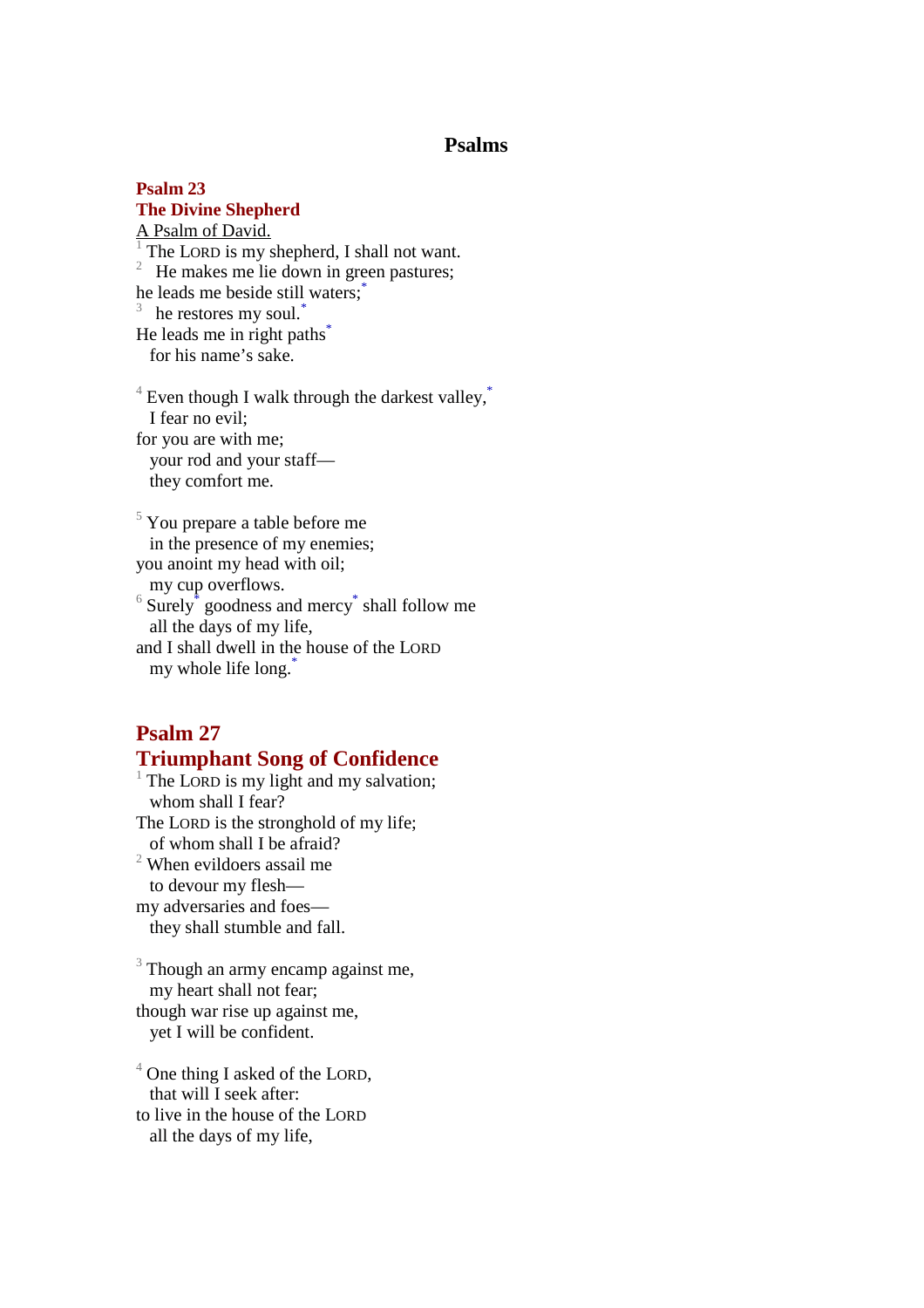# Psalms

## Psalm 23
## The Divine Shepherd

A Psalm of David.

[1] The LORD is my shepherd, I shall not want.
[2] He makes me lie down in green pastures;
he leads me beside still waters;*
[3] he restores my soul.*
He leads me in right paths*
for his name's sake.

[4] Even though I walk through the darkest valley,*
I fear no evil;
for you are with me;
your rod and your staff—
they comfort me.

[5] You prepare a table before me
in the presence of my enemies;
you anoint my head with oil;
my cup overflows.
[6] Surely* goodness and mercy* shall follow me
all the days of my life,
and I shall dwell in the house of the LORD
my whole life long.*

## Psalm 27
## Triumphant Song of Confidence

[1] The LORD is my light and my salvation;
whom shall I fear?
The LORD is the stronghold of my life;
of whom shall I be afraid?
[2] When evildoers assail me
to devour my flesh—
my adversaries and foes—
they shall stumble and fall.

[3] Though an army encamp against me,
my heart shall not fear;
though war rise up against me,
yet I will be confident.

[4] One thing I asked of the LORD,
that will I seek after:
to live in the house of the LORD
all the days of my life,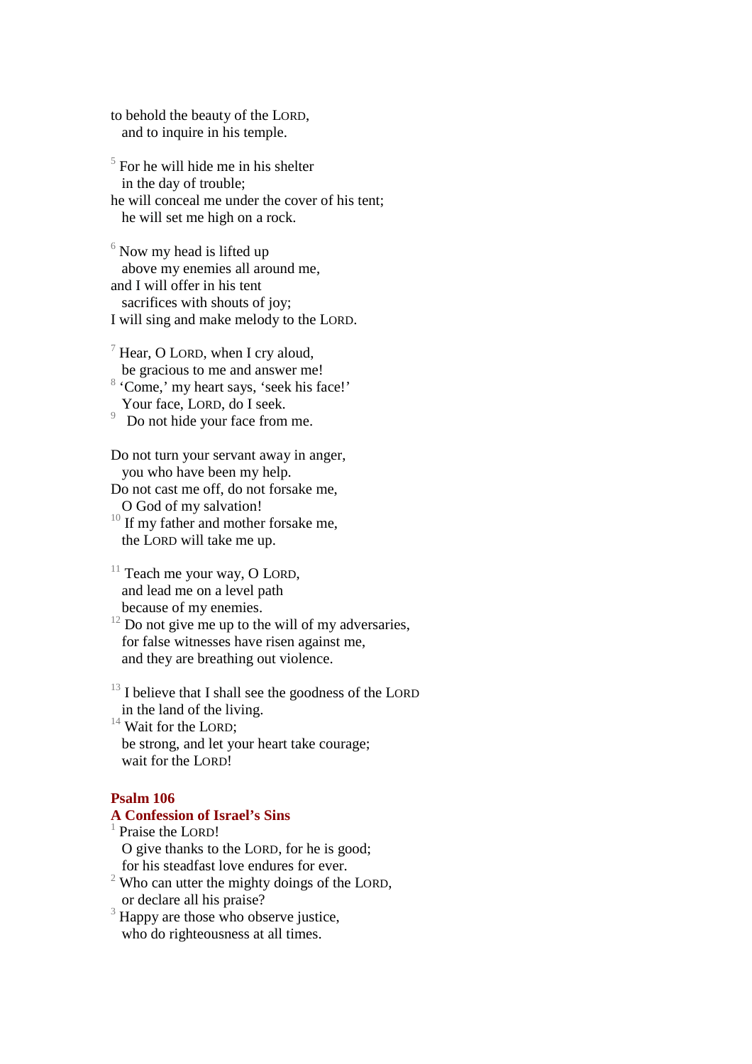to behold the beauty of the LORD,
  and to inquire in his temple.

[5] For he will hide me in his shelter
  in the day of trouble;
he will conceal me under the cover of his tent;
  he will set me high on a rock.

[6] Now my head is lifted up
  above my enemies all around me,
and I will offer in his tent
  sacrifices with shouts of joy;
I will sing and make melody to the LORD.

[7] Hear, O LORD, when I cry aloud,
  be gracious to me and answer me!
[8] 'Come,' my heart says, 'seek his face!'
  Your face, LORD, do I seek.
[9]  Do not hide your face from me.

Do not turn your servant away in anger,
  you who have been my help.
Do not cast me off, do not forsake me,
  O God of my salvation!
[10] If my father and mother forsake me,
  the LORD will take me up.

[11] Teach me your way, O LORD,
  and lead me on a level path
  because of my enemies.
[12] Do not give me up to the will of my adversaries,
  for false witnesses have risen against me,
  and they are breathing out violence.

[13] I believe that I shall see the goodness of the LORD
  in the land of the living.
[14] Wait for the LORD;
  be strong, and let your heart take courage;
  wait for the LORD!

## Psalm 106
### A Confession of Israel's Sins

[1] Praise the LORD!
  O give thanks to the LORD, for he is good;
  for his steadfast love endures for ever.
[2] Who can utter the mighty doings of the LORD,
  or declare all his praise?
[3] Happy are those who observe justice,
  who do righteousness at all times.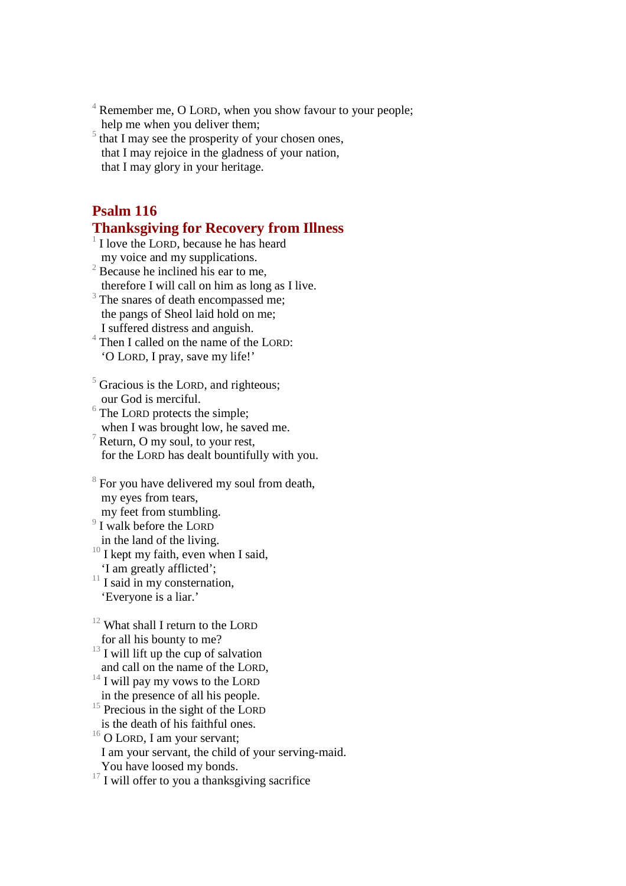[4] Remember me, O LORD, when you show favour to your people;
help me when you deliver them;
[5] that I may see the prosperity of your chosen ones,
that I may rejoice in the gladness of your nation,
that I may glory in your heritage.

## Psalm 116
## Thanksgiving for Recovery from Illness

[1] I love the LORD, because he has heard
my voice and my supplications.
[2] Because he inclined his ear to me,
therefore I will call on him as long as I live.
[3] The snares of death encompassed me;
the pangs of Sheol laid hold on me;
I suffered distress and anguish.
[4] Then I called on the name of the LORD:
'O LORD, I pray, save my life!'

[5] Gracious is the LORD, and righteous;
our God is merciful.
[6] The LORD protects the simple;
when I was brought low, he saved me.
[7] Return, O my soul, to your rest,
for the LORD has dealt bountifully with you.

[8] For you have delivered my soul from death,
my eyes from tears,
my feet from stumbling.
[9] I walk before the LORD
in the land of the living.
[10] I kept my faith, even when I said,
'I am greatly afflicted';
[11] I said in my consternation,
'Everyone is a liar.'

[12] What shall I return to the LORD
for all his bounty to me?
[13] I will lift up the cup of salvation
and call on the name of the LORD,
[14] I will pay my vows to the LORD
in the presence of all his people.
[15] Precious in the sight of the LORD
is the death of his faithful ones.
[16] O LORD, I am your servant;
I am your servant, the child of your serving-maid.
You have loosed my bonds.
[17] I will offer to you a thanksgiving sacrifice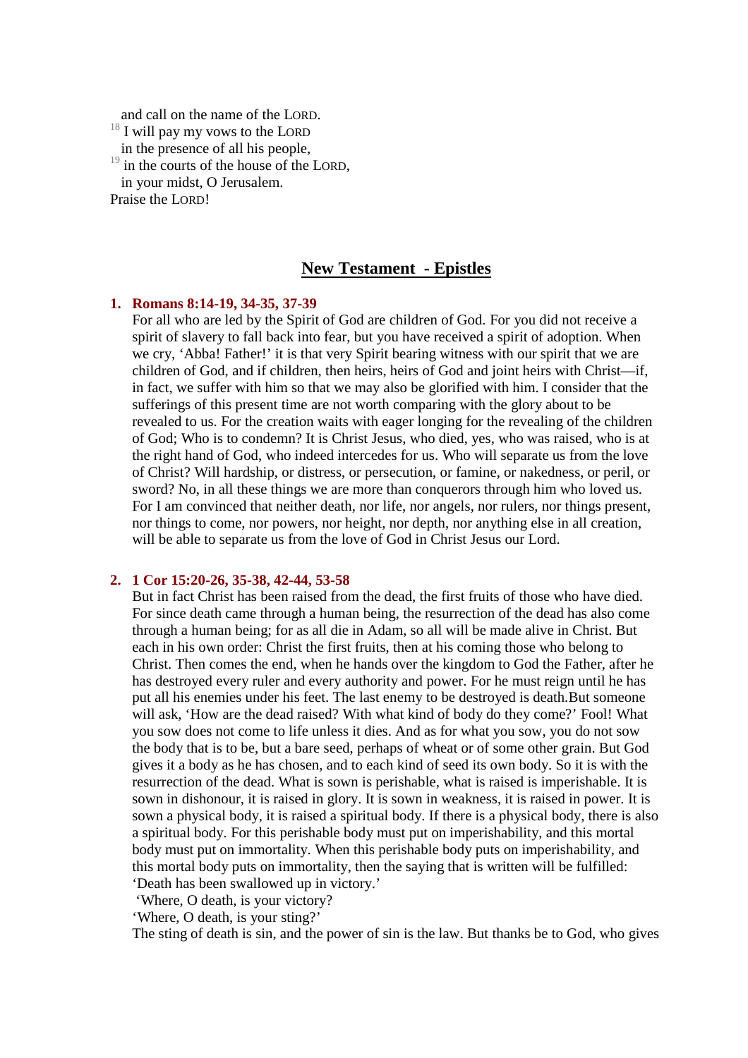and call on the name of the LORD.
[18] I will pay my vows to the LORD
in the presence of all his people,
[19] in the courts of the house of the LORD,
in your midst, O Jerusalem.
Praise the LORD!

## New Testament - Epistles

1. **Romans 8:14-19, 34-35, 37-39**
   For all who are led by the Spirit of God are children of God. For you did not receive a spirit of slavery to fall back into fear, but you have received a spirit of adoption. When we cry, 'Abba! Father!' it is that very Spirit bearing witness with our spirit that we are children of God, and if children, then heirs, heirs of God and joint heirs with Christ—if, in fact, we suffer with him so that we may also be glorified with him. I consider that the sufferings of this present time are not worth comparing with the glory about to be revealed to us. For the creation waits with eager longing for the revealing of the children of God; Who is to condemn? It is Christ Jesus, who died, yes, who was raised, who is at the right hand of God, who indeed intercedes for us. Who will separate us from the love of Christ? Will hardship, or distress, or persecution, or famine, or nakedness, or peril, or sword? No, in all these things we are more than conquerors through him who loved us. For I am convinced that neither death, nor life, nor angels, nor rulers, nor things present, nor things to come, nor powers, nor height, nor depth, nor anything else in all creation, will be able to separate us from the love of God in Christ Jesus our Lord.

2. **1 Cor 15:20-26, 35-38, 42-44, 53-58**
   But in fact Christ has been raised from the dead, the first fruits of those who have died. For since death came through a human being, the resurrection of the dead has also come through a human being; for as all die in Adam, so all will be made alive in Christ. But each in his own order: Christ the first fruits, then at his coming those who belong to Christ. Then comes the end, when he hands over the kingdom to God the Father, after he has destroyed every ruler and every authority and power. For he must reign until he has put all his enemies under his feet. The last enemy to be destroyed is death.But someone will ask, 'How are the dead raised? With what kind of body do they come?' Fool! What you sow does not come to life unless it dies. And as for what you sow, you do not sow the body that is to be, but a bare seed, perhaps of wheat or of some other grain. But God gives it a body as he has chosen, and to each kind of seed its own body. So it is with the resurrection of the dead. What is sown is perishable, what is raised is imperishable. It is sown in dishonour, it is raised in glory. It is sown in weakness, it is raised in power. It is sown a physical body, it is raised a spiritual body. If there is a physical body, there is also a spiritual body. For this perishable body must put on imperishability, and this mortal body must put on immortality. When this perishable body puts on imperishability, and this mortal body puts on immortality, then the saying that is written will be fulfilled:
   'Death has been swallowed up in victory.'
   'Where, O death, is your victory?
   'Where, O death, is your sting?'
   The sting of death is sin, and the power of sin is the law. But thanks be to God, who gives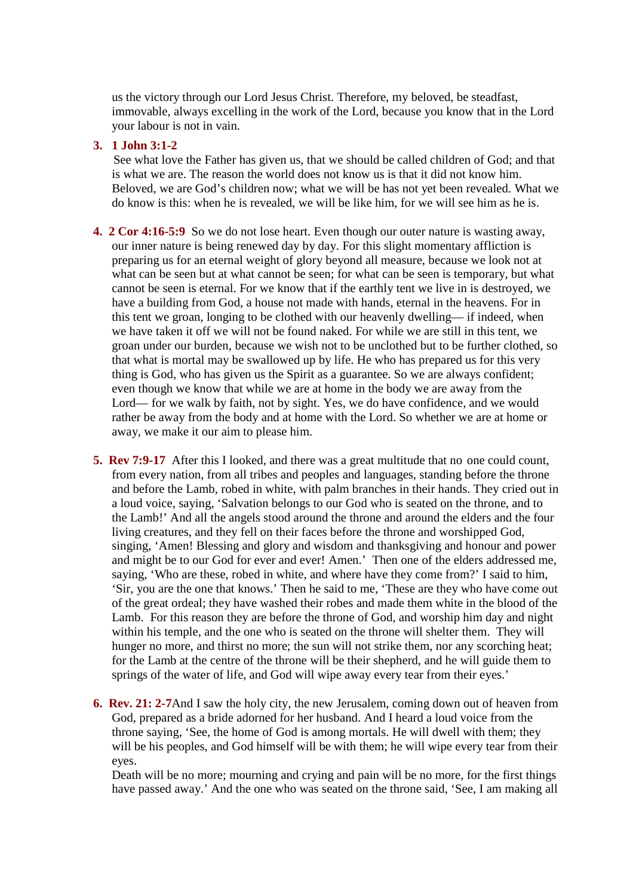us the victory through our Lord Jesus Christ. Therefore, my beloved, be steadfast, immovable, always excelling in the work of the Lord, because you know that in the Lord your labour is not in vain.

3. **1 John 3:1-2**
   See what love the Father has given us, that we should be called children of God; and that is what we are. The reason the world does not know us is that it did not know him. Beloved, we are God's children now; what we will be has not yet been revealed. What we do know is this: when he is revealed, we will be like him, for we will see him as he is.

4. **2 Cor 4:16-5:9** So we do not lose heart. Even though our outer nature is wasting away, our inner nature is being renewed day by day. For this slight momentary affliction is preparing us for an eternal weight of glory beyond all measure, because we look not at what can be seen but at what cannot be seen; for what can be seen is temporary, but what cannot be seen is eternal. For we know that if the earthly tent we live in is destroyed, we have a building from God, a house not made with hands, eternal in the heavens. For in this tent we groan, longing to be clothed with our heavenly dwelling— if indeed, when we have taken it off we will not be found naked. For while we are still in this tent, we groan under our burden, because we wish not to be unclothed but to be further clothed, so that what is mortal may be swallowed up by life. He who has prepared us for this very thing is God, who has given us the Spirit as a guarantee. So we are always confident; even though we know that while we are at home in the body we are away from the Lord— for we walk by faith, not by sight. Yes, we do have confidence, and we would rather be away from the body and at home with the Lord. So whether we are at home or away, we make it our aim to please him.

5. **Rev 7:9-17** After this I looked, and there was a great multitude that no one could count, from every nation, from all tribes and peoples and languages, standing before the throne and before the Lamb, robed in white, with palm branches in their hands. They cried out in a loud voice, saying, 'Salvation belongs to our God who is seated on the throne, and to the Lamb!' And all the angels stood around the throne and around the elders and the four living creatures, and they fell on their faces before the throne and worshipped God, singing, 'Amen! Blessing and glory and wisdom and thanksgiving and honour and power and might be to our God for ever and ever! Amen.' Then one of the elders addressed me, saying, 'Who are these, robed in white, and where have they come from?' I said to him, 'Sir, you are the one that knows.' Then he said to me, 'These are they who have come out of the great ordeal; they have washed their robes and made them white in the blood of the Lamb. For this reason they are before the throne of God, and worship him day and night within his temple, and the one who is seated on the throne will shelter them. They will hunger no more, and thirst no more; the sun will not strike them, nor any scorching heat; for the Lamb at the centre of the throne will be their shepherd, and he will guide them to springs of the water of life, and God will wipe away every tear from their eyes.'

6. **Rev. 21: 2-7**And I saw the holy city, the new Jerusalem, coming down out of heaven from God, prepared as a bride adorned for her husband. And I heard a loud voice from the throne saying, 'See, the home of God is among mortals. He will dwell with them; they will be his peoples, and God himself will be with them; he will wipe every tear from their eyes.
   Death will be no more; mourning and crying and pain will be no more, for the first things have passed away.' And the one who was seated on the throne said, 'See, I am making all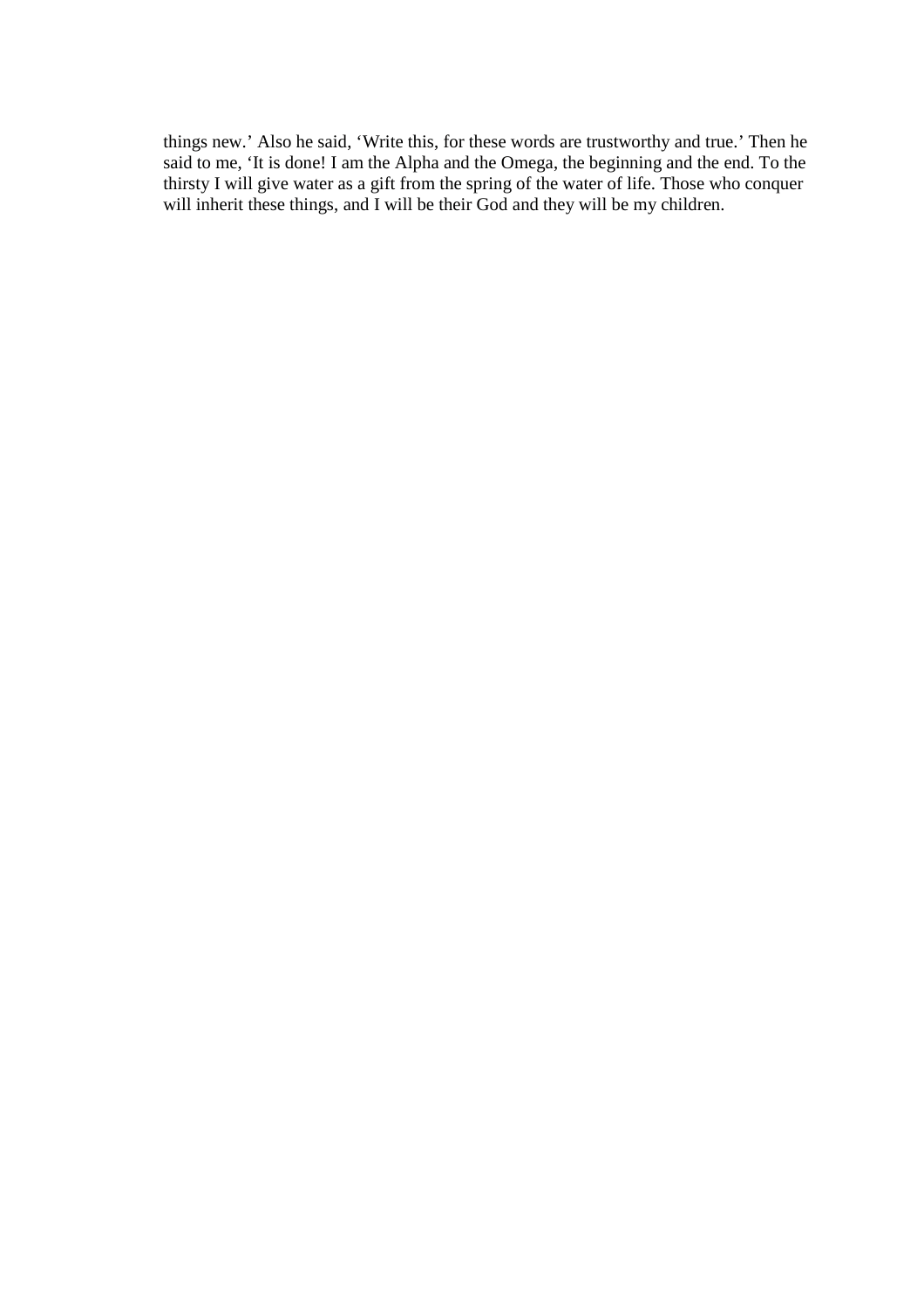things new.’ Also he said, ‘Write this, for these words are trustworthy and true.’ Then he said to me, ‘It is done! I am the Alpha and the Omega, the beginning and the end. To the thirsty I will give water as a gift from the spring of the water of life. Those who conquer will inherit these things, and I will be their God and they will be my children.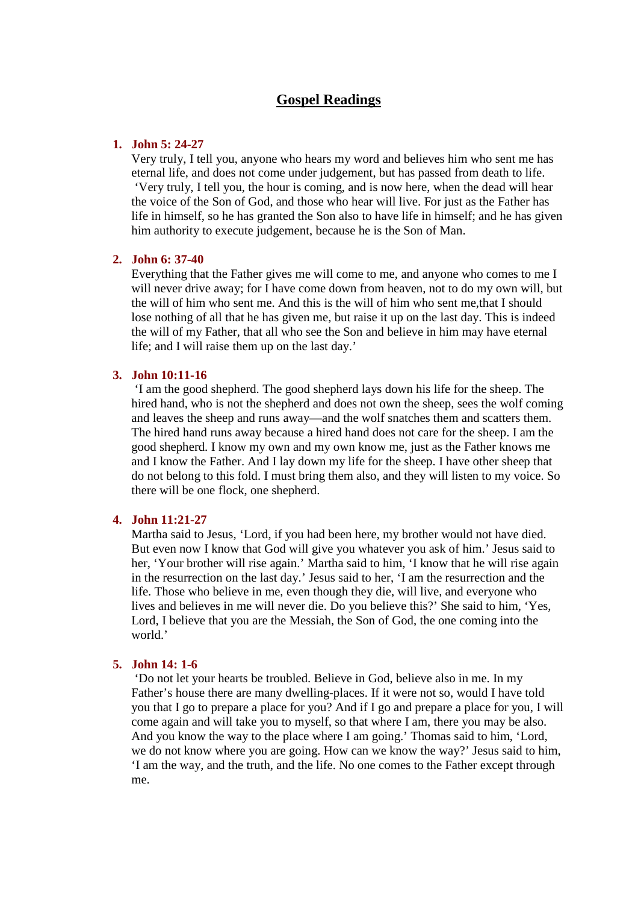# Gospel Readings

1. **John 5: 24-27**
   Very truly, I tell you, anyone who hears my word and believes him who sent me has eternal life, and does not come under judgement, but has passed from death to life.
   'Very truly, I tell you, the hour is coming, and is now here, when the dead will hear the voice of the Son of God, and those who hear will live. For just as the Father has life in himself, so he has granted the Son also to have life in himself; and he has given him authority to execute judgement, because he is the Son of Man.

2. **John 6: 37-40**
   Everything that the Father gives me will come to me, and anyone who comes to me I will never drive away; for I have come down from heaven, not to do my own will, but the will of him who sent me. And this is the will of him who sent me,that I should lose nothing of all that he has given me, but raise it up on the last day. This is indeed the will of my Father, that all who see the Son and believe in him may have eternal life; and I will raise them up on the last day.'

3. **John 10:11-16**
   'I am the good shepherd. The good shepherd lays down his life for the sheep. The hired hand, who is not the shepherd and does not own the sheep, sees the wolf coming and leaves the sheep and runs away—and the wolf snatches them and scatters them. The hired hand runs away because a hired hand does not care for the sheep. I am the good shepherd. I know my own and my own know me, just as the Father knows me and I know the Father. And I lay down my life for the sheep. I have other sheep that do not belong to this fold. I must bring them also, and they will listen to my voice. So there will be one flock, one shepherd.

4. **John 11:21-27**
   Martha said to Jesus, 'Lord, if you had been here, my brother would not have died. But even now I know that God will give you whatever you ask of him.' Jesus said to her, 'Your brother will rise again.' Martha said to him, 'I know that he will rise again in the resurrection on the last day.' Jesus said to her, 'I am the resurrection and the life. Those who believe in me, even though they die, will live, and everyone who lives and believes in me will never die. Do you believe this?' She said to him, 'Yes, Lord, I believe that you are the Messiah, the Son of God, the one coming into the world.'

5. **John 14: 1-6**
   'Do not let your hearts be troubled. Believe in God, believe also in me. In my Father's house there are many dwelling-places. If it were not so, would I have told you that I go to prepare a place for you? And if I go and prepare a place for you, I will come again and will take you to myself, so that where I am, there you may be also. And you know the way to the place where I am going.' Thomas said to him, 'Lord, we do not know where you are going. How can we know the way?' Jesus said to him, 'I am the way, and the truth, and the life. No one comes to the Father except through me.